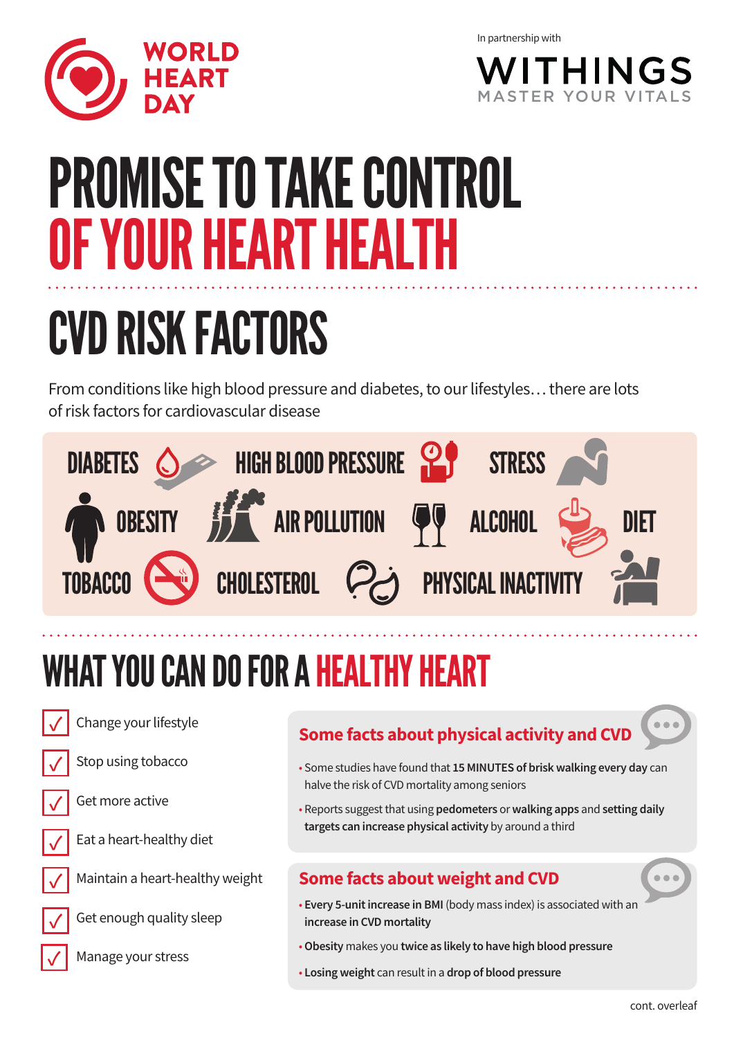WORLD HEART DAY

In partnership with

WITHINGS
MASTER YOUR VITALS

# PROMISE TO TAKE CONTROL OF YOUR HEART HEALTH

## CVD RISK FACTORS

From conditions like high blood pressure and diabetes, to our lifestyles… there are lots of risk factors for cardiovascular disease

- DIABETES
- HIGH BLOOD PRESSURE
- STRESS
- OBESITY
- AIR POLLUTION
- ALCOHOL
- DIET
- TOBACCO
- CHOLESTEROL
- PHYSICAL INACTIVITY

## WHAT YOU CAN DO FOR A HEALTHY HEART

- ✓ Change your lifestyle
- ✓ Stop using tobacco
- ✓ Get more active
- ✓ Eat a heart-healthy diet
- ✓ Maintain a heart-healthy weight
- ✓ Get enough quality sleep
- ✓ Manage your stress

### Some facts about physical activity and CVD

- Some studies have found that **15 MINUTES of brisk walking every day** can halve the risk of CVD mortality among seniors
- Reports suggest that using **pedometers** or **walking apps** and **setting daily targets can increase physical activity** by around a third

### Some facts about weight and CVD

- **Every 5-unit increase in BMI** (body mass index) is associated with an **increase in CVD mortality**
- **Obesity** makes you **twice as likely to have high blood pressure**
- **Losing weight** can result in a **drop of blood pressure**

cont. overleaf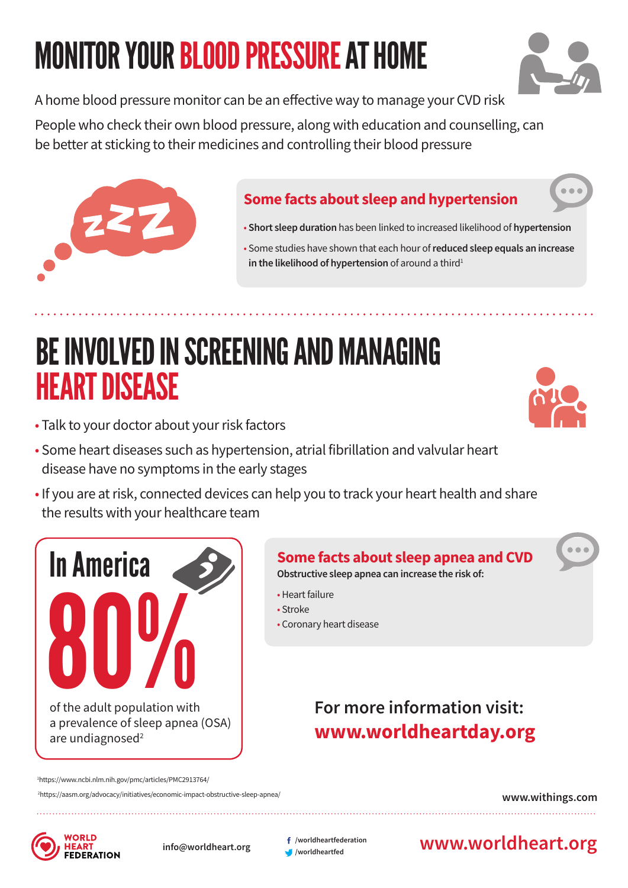# MONITOR YOUR BLOOD PRESSURE AT HOME

A home blood pressure monitor can be an effective way to manage your CVD risk

People who check their own blood pressure, along with education and counselling, can be better at sticking to their medicines and controlling their blood pressure

### Some facts about sleep and hypertension

- **Short sleep duration** has been linked to increased likelihood of **hypertension**
- Some studies have shown that each hour of **reduced sleep equals an increase in the likelihood of hypertension** of around a third[1]

# BE INVOLVED IN SCREENING AND MANAGING HEART DISEASE

- Talk to your doctor about your risk factors
- Some heart diseases such as hypertension, atrial fibrillation and valvular heart disease have no symptoms in the early stages
- If you are at risk, connected devices can help you to track your heart health and share the results with your healthcare team

## In America

# 80%

of the adult population with a prevalence of sleep apnea (OSA) are undiagnosed[2]

### Some facts about sleep apnea and CVD

**Obstructive sleep apnea can increase the risk of:**

- Heart failure
- Stroke
- Coronary heart disease

**For more information visit:**
**www.worldheartday.org**

[1]https://www.ncbi.nlm.nih.gov/pmc/articles/PMC2913764/

[2]https://aasm.org/advocacy/initiatives/economic-impact-obstructive-sleep-apnea/

www.withings.com

WORLD HEART FEDERATION

info@worldheart.org

/worldheartfederation

/worldheartfed

www.worldheart.org